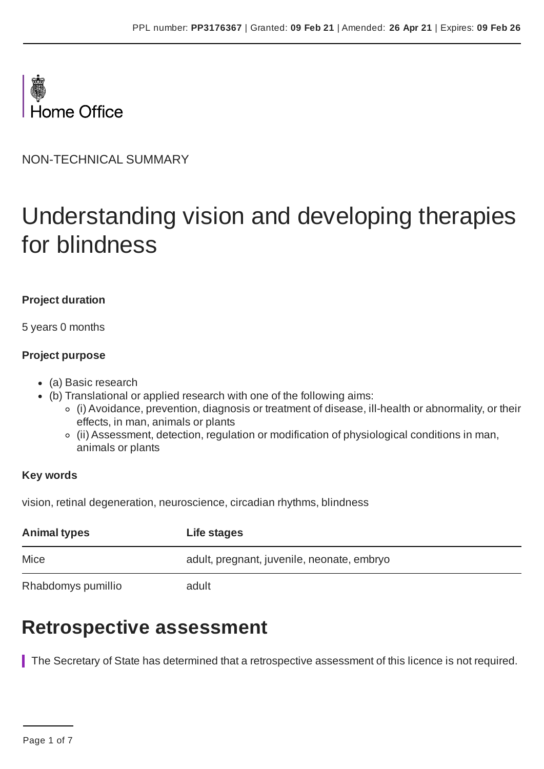PPL number: **PP3176367** | Granted: **09 Feb 21** | Amended: **26 Apr 21** | Expires: **09 Feb 26**

Home Office

NON-TECHNICAL SUMMARY

# Understanding vision and developing therapies for blindness

**Project duration**

5 years 0 months

**Project purpose**

- (a) Basic research
- (b) Translational or applied research with one of the following aims:
  - (i) Avoidance, prevention, diagnosis or treatment of disease, ill-health or abnormality, or their effects, in man, animals or plants
  - (ii) Assessment, detection, regulation or modification of physiological conditions in man, animals or plants

**Key words**

vision, retinal degeneration, neuroscience, circadian rhythms, blindness

| Animal types | Life stages |
|---|---|
| Mice | adult, pregnant, juvenile, neonate, embryo |
| Rhabdomys pumillio | adult |

## Retrospective assessment

The Secretary of State has determined that a retrospective assessment of this licence is not required.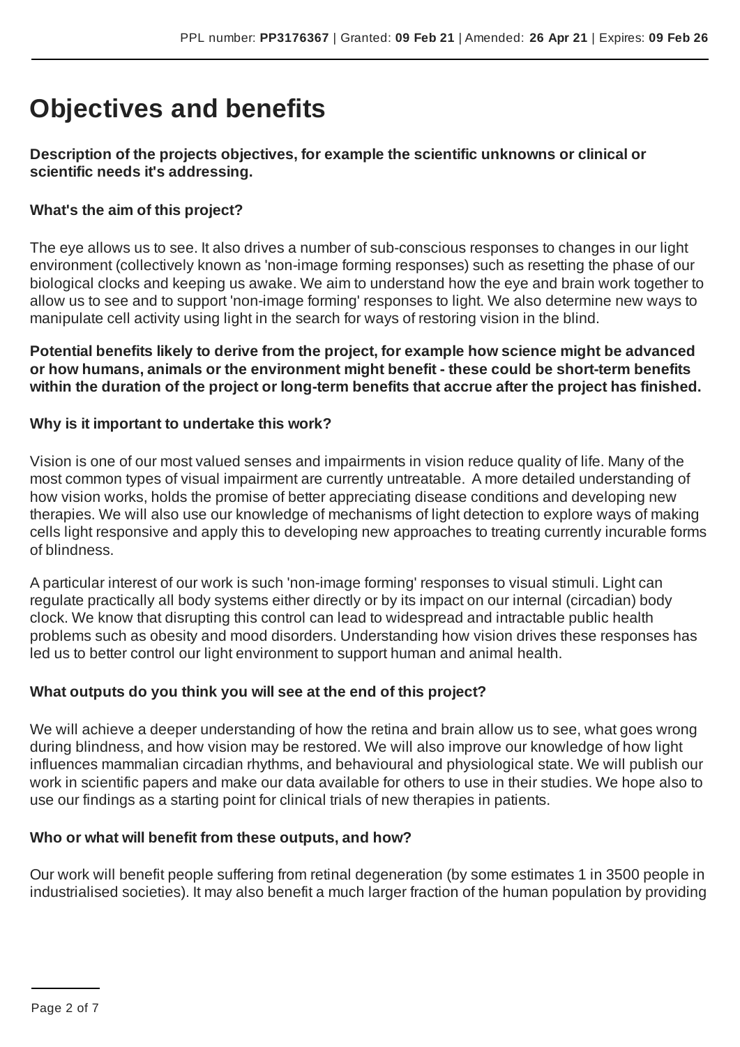# Objectives and benefits

**Description of the projects objectives, for example the scientific unknowns or clinical or scientific needs it's addressing.**

**What's the aim of this project?**

The eye allows us to see. It also drives a number of sub-conscious responses to changes in our light environment (collectively known as 'non-image forming responses) such as resetting the phase of our biological clocks and keeping us awake. We aim to understand how the eye and brain work together to allow us to see and to support 'non-image forming' responses to light. We also determine new ways to manipulate cell activity using light in the search for ways of restoring vision in the blind.

**Potential benefits likely to derive from the project, for example how science might be advanced or how humans, animals or the environment might benefit - these could be short-term benefits within the duration of the project or long-term benefits that accrue after the project has finished.**

**Why is it important to undertake this work?**

Vision is one of our most valued senses and impairments in vision reduce quality of life. Many of the most common types of visual impairment are currently untreatable. A more detailed understanding of how vision works, holds the promise of better appreciating disease conditions and developing new therapies. We will also use our knowledge of mechanisms of light detection to explore ways of making cells light responsive and apply this to developing new approaches to treating currently incurable forms of blindness.

A particular interest of our work is such 'non-image forming' responses to visual stimuli. Light can regulate practically all body systems either directly or by its impact on our internal (circadian) body clock. We know that disrupting this control can lead to widespread and intractable public health problems such as obesity and mood disorders. Understanding how vision drives these responses has led us to better control our light environment to support human and animal health.

**What outputs do you think you will see at the end of this project?**

We will achieve a deeper understanding of how the retina and brain allow us to see, what goes wrong during blindness, and how vision may be restored. We will also improve our knowledge of how light influences mammalian circadian rhythms, and behavioural and physiological state. We will publish our work in scientific papers and make our data available for others to use in their studies. We hope also to use our findings as a starting point for clinical trials of new therapies in patients.

**Who or what will benefit from these outputs, and how?**

Our work will benefit people suffering from retinal degeneration (by some estimates 1 in 3500 people in industrialised societies). It may also benefit a much larger fraction of the human population by providing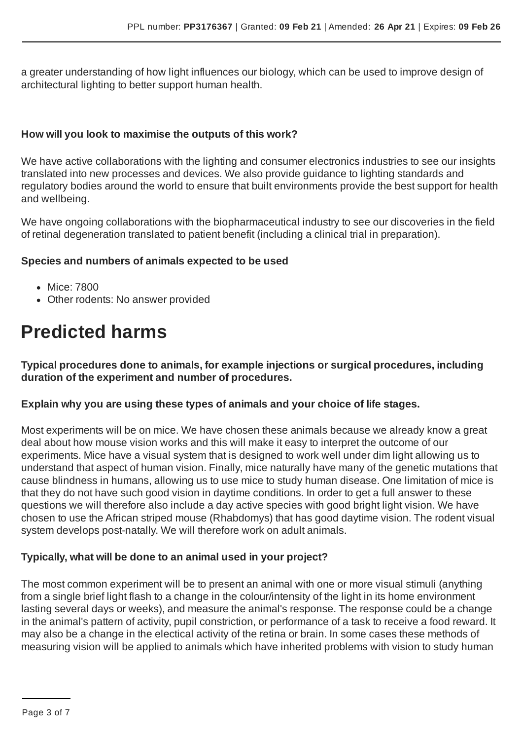a greater understanding of how light influences our biology, which can be used to improve design of architectural lighting to better support human health.

**How will you look to maximise the outputs of this work?**

We have active collaborations with the lighting and consumer electronics industries to see our insights translated into new processes and devices. We also provide guidance to lighting standards and regulatory bodies around the world to ensure that built environments provide the best support for health and wellbeing.

We have ongoing collaborations with the biopharmaceutical industry to see our discoveries in the field of retinal degeneration translated to patient benefit (including a clinical trial in preparation).

**Species and numbers of animals expected to be used**

- Mice: 7800
- Other rodents: No answer provided

# Predicted harms

**Typical procedures done to animals, for example injections or surgical procedures, including duration of the experiment and number of procedures.**

**Explain why you are using these types of animals and your choice of life stages.**

Most experiments will be on mice. We have chosen these animals because we already know a great deal about how mouse vision works and this will make it easy to interpret the outcome of our experiments. Mice have a visual system that is designed to work well under dim light allowing us to understand that aspect of human vision. Finally, mice naturally have many of the genetic mutations that cause blindness in humans, allowing us to use mice to study human disease. One limitation of mice is that they do not have such good vision in daytime conditions. In order to get a full answer to these questions we will therefore also include a day active species with good bright light vision. We have chosen to use the African striped mouse (Rhabdomys) that has good daytime vision. The rodent visual system develops post-natally. We will therefore work on adult animals.

**Typically, what will be done to an animal used in your project?**

The most common experiment will be to present an animal with one or more visual stimuli (anything from a single brief light flash to a change in the colour/intensity of the light in its home environment lasting several days or weeks), and measure the animal's response. The response could be a change in the animal's pattern of activity, pupil constriction, or performance of a task to receive a food reward. It may also be a change in the electical activity of the retina or brain. In some cases these methods of measuring vision will be applied to animals which have inherited problems with vision to study human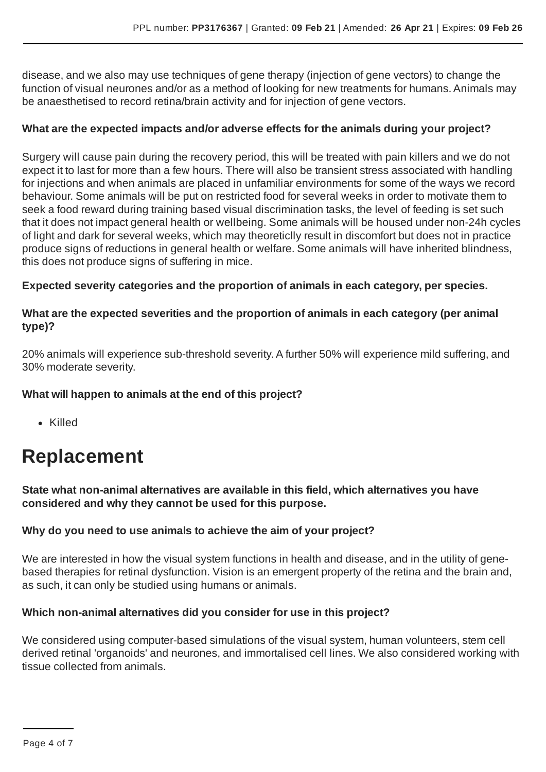disease, and we also may use techniques of gene therapy (injection of gene vectors) to change the function of visual neurones and/or as a method of looking for new treatments for humans. Animals may be anaesthetised to record retina/brain activity and for injection of gene vectors.

**What are the expected impacts and/or adverse effects for the animals during your project?**

Surgery will cause pain during the recovery period, this will be treated with pain killers and we do not expect it to last for more than a few hours. There will also be transient stress associated with handling for injections and when animals are placed in unfamiliar environments for some of the ways we record behaviour. Some animals will be put on restricted food for several weeks in order to motivate them to seek a food reward during training based visual discrimination tasks, the level of feeding is set such that it does not impact general health or wellbeing. Some animals will be housed under non-24h cycles of light and dark for several weeks, which may theoreticlly result in discomfort but does not in practice produce signs of reductions in general health or welfare. Some animals will have inherited blindness, this does not produce signs of suffering in mice.

**Expected severity categories and the proportion of animals in each category, per species.**

**What are the expected severities and the proportion of animals in each category (per animal type)?**

20% animals will experience sub-threshold severity. A further 50% will experience mild suffering, and 30% moderate severity.

**What will happen to animals at the end of this project?**

- Killed

# Replacement

**State what non-animal alternatives are available in this field, which alternatives you have considered and why they cannot be used for this purpose.**

**Why do you need to use animals to achieve the aim of your project?**

We are interested in how the visual system functions in health and disease, and in the utility of gene-based therapies for retinal dysfunction. Vision is an emergent property of the retina and the brain and, as such, it can only be studied using humans or animals.

**Which non-animal alternatives did you consider for use in this project?**

We considered using computer-based simulations of the visual system, human volunteers, stem cell derived retinal 'organoids' and neurones, and immortalised cell lines. We also considered working with tissue collected from animals.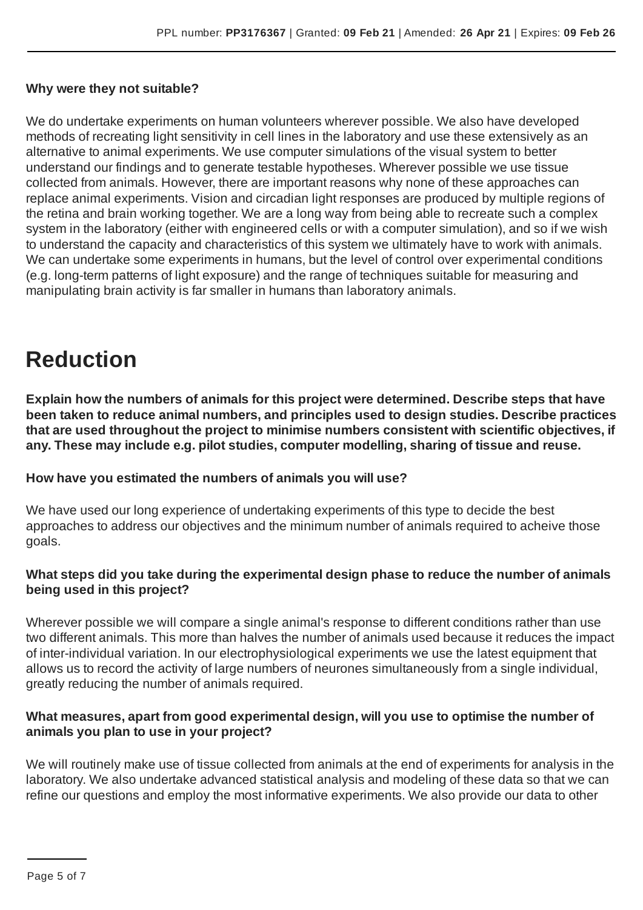**Why were they not suitable?**

We do undertake experiments on human volunteers wherever possible. We also have developed methods of recreating light sensitivity in cell lines in the laboratory and use these extensively as an alternative to animal experiments. We use computer simulations of the visual system to better understand our findings and to generate testable hypotheses. Wherever possible we use tissue collected from animals. However, there are important reasons why none of these approaches can replace animal experiments. Vision and circadian light responses are produced by multiple regions of the retina and brain working together. We are a long way from being able to recreate such a complex system in the laboratory (either with engineered cells or with a computer simulation), and so if we wish to understand the capacity and characteristics of this system we ultimately have to work with animals. We can undertake some experiments in humans, but the level of control over experimental conditions (e.g. long-term patterns of light exposure) and the range of techniques suitable for measuring and manipulating brain activity is far smaller in humans than laboratory animals.

# Reduction

**Explain how the numbers of animals for this project were determined. Describe steps that have been taken to reduce animal numbers, and principles used to design studies. Describe practices that are used throughout the project to minimise numbers consistent with scientific objectives, if any. These may include e.g. pilot studies, computer modelling, sharing of tissue and reuse.**

**How have you estimated the numbers of animals you will use?**

We have used our long experience of undertaking experiments of this type to decide the best approaches to address our objectives and the minimum number of animals required to acheive those goals.

**What steps did you take during the experimental design phase to reduce the number of animals being used in this project?**

Wherever possible we will compare a single animal's response to different conditions rather than use two different animals. This more than halves the number of animals used because it reduces the impact of inter-individual variation. In our electrophysiological experiments we use the latest equipment that allows us to record the activity of large numbers of neurones simultaneously from a single individual, greatly reducing the number of animals required.

**What measures, apart from good experimental design, will you use to optimise the number of animals you plan to use in your project?**

We will routinely make use of tissue collected from animals at the end of experiments for analysis in the laboratory. We also undertake advanced statistical analysis and modeling of these data so that we can refine our questions and employ the most informative experiments. We also provide our data to other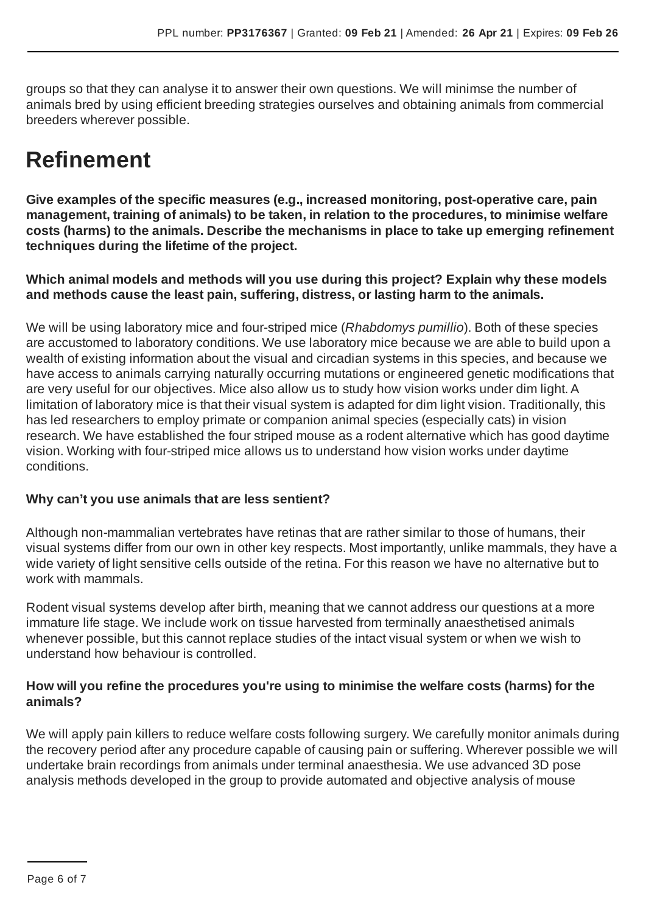groups so that they can analyse it to answer their own questions. We will minimse the number of animals bred by using efficient breeding strategies ourselves and obtaining animals from commercial breeders wherever possible.

# Refinement

**Give examples of the specific measures (e.g., increased monitoring, post-operative care, pain management, training of animals) to be taken, in relation to the procedures, to minimise welfare costs (harms) to the animals. Describe the mechanisms in place to take up emerging refinement techniques during the lifetime of the project.**

**Which animal models and methods will you use during this project? Explain why these models and methods cause the least pain, suffering, distress, or lasting harm to the animals.**

We will be using laboratory mice and four-striped mice (*Rhabdomys pumillio*). Both of these species are accustomed to laboratory conditions. We use laboratory mice because we are able to build upon a wealth of existing information about the visual and circadian systems in this species, and because we have access to animals carrying naturally occurring mutations or engineered genetic modifications that are very useful for our objectives. Mice also allow us to study how vision works under dim light. A limitation of laboratory mice is that their visual system is adapted for dim light vision. Traditionally, this has led researchers to employ primate or companion animal species (especially cats) in vision research. We have established the four striped mouse as a rodent alternative which has good daytime vision. Working with four-striped mice allows us to understand how vision works under daytime conditions.

**Why can't you use animals that are less sentient?**

Although non-mammalian vertebrates have retinas that are rather similar to those of humans, their visual systems differ from our own in other key respects. Most importantly, unlike mammals, they have a wide variety of light sensitive cells outside of the retina. For this reason we have no alternative but to work with mammals.

Rodent visual systems develop after birth, meaning that we cannot address our questions at a more immature life stage. We include work on tissue harvested from terminally anaesthetised animals whenever possible, but this cannot replace studies of the intact visual system or when we wish to understand how behaviour is controlled.

**How will you refine the procedures you're using to minimise the welfare costs (harms) for the animals?**

We will apply pain killers to reduce welfare costs following surgery. We carefully monitor animals during the recovery period after any procedure capable of causing pain or suffering. Wherever possible we will undertake brain recordings from animals under terminal anaesthesia. We use advanced 3D pose analysis methods developed in the group to provide automated and objective analysis of mouse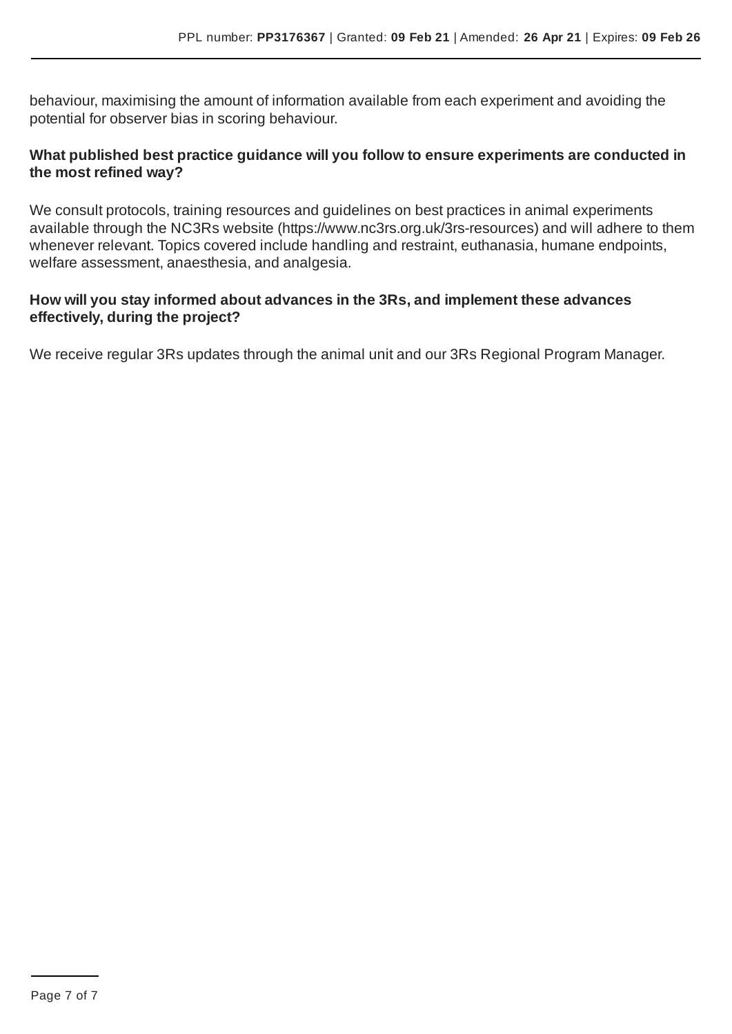behaviour, maximising the amount of information available from each experiment and avoiding the potential for observer bias in scoring behaviour.

**What published best practice guidance will you follow to ensure experiments are conducted in the most refined way?**

We consult protocols, training resources and guidelines on best practices in animal experiments available through the NC3Rs website (https://www.nc3rs.org.uk/3rs-resources) and will adhere to them whenever relevant. Topics covered include handling and restraint, euthanasia, humane endpoints, welfare assessment, anaesthesia, and analgesia.

**How will you stay informed about advances in the 3Rs, and implement these advances effectively, during the project?**

We receive regular 3Rs updates through the animal unit and our 3Rs Regional Program Manager.